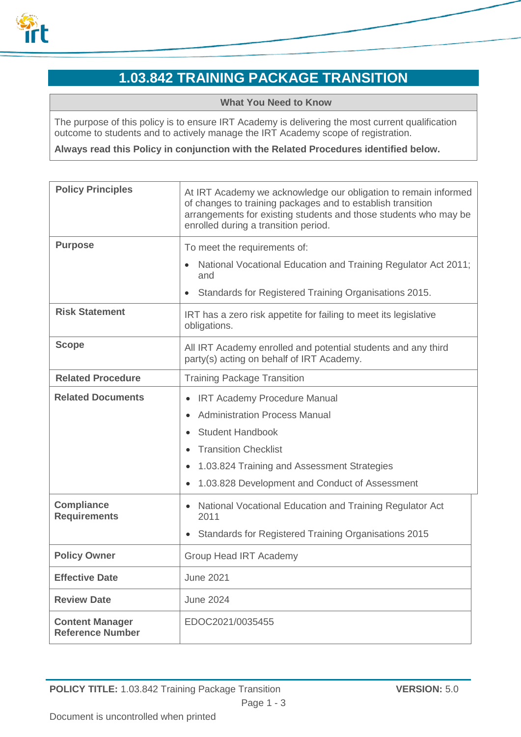# 1.03.842 TRAINING PACKAGE TRANSITION

| What You Need to Know |
|---|
| The purpose of this policy is to ensure IRT Academy is delivering the most current qualification outcome to students and to actively manage the IRT Academy scope of registration.<br><br>**Always read this Policy in conjunction with the Related Procedures identified below.** |

| | |
|---|---|
| **Policy Principles** | At IRT Academy we acknowledge our obligation to remain informed of changes to training packages and to establish transition arrangements for existing students and those students who may be enrolled during a transition period. |
| **Purpose** | To meet the requirements of:<br>• National Vocational Education and Training Regulator Act 2011; and<br>• Standards for Registered Training Organisations 2015. |
| **Risk Statement** | IRT has a zero risk appetite for failing to meet its legislative obligations. |
| **Scope** | All IRT Academy enrolled and potential students and any third party(s) acting on behalf of IRT Academy. |
| **Related Procedure** | Training Package Transition |
| **Related Documents** | • IRT Academy Procedure Manual<br>• Administration Process Manual<br>• Student Handbook<br>• Transition Checklist<br>• 1.03.824 Training and Assessment Strategies<br>• 1.03.828 Development and Conduct of Assessment |
| **Compliance Requirements** | • National Vocational Education and Training Regulator Act 2011<br>• Standards for Registered Training Organisations 2015 |
| **Policy Owner** | Group Head IRT Academy |
| **Effective Date** | June 2021 |
| **Review Date** | June 2024 |
| **Content Manager Reference Number** | EDOC2021/0035455 |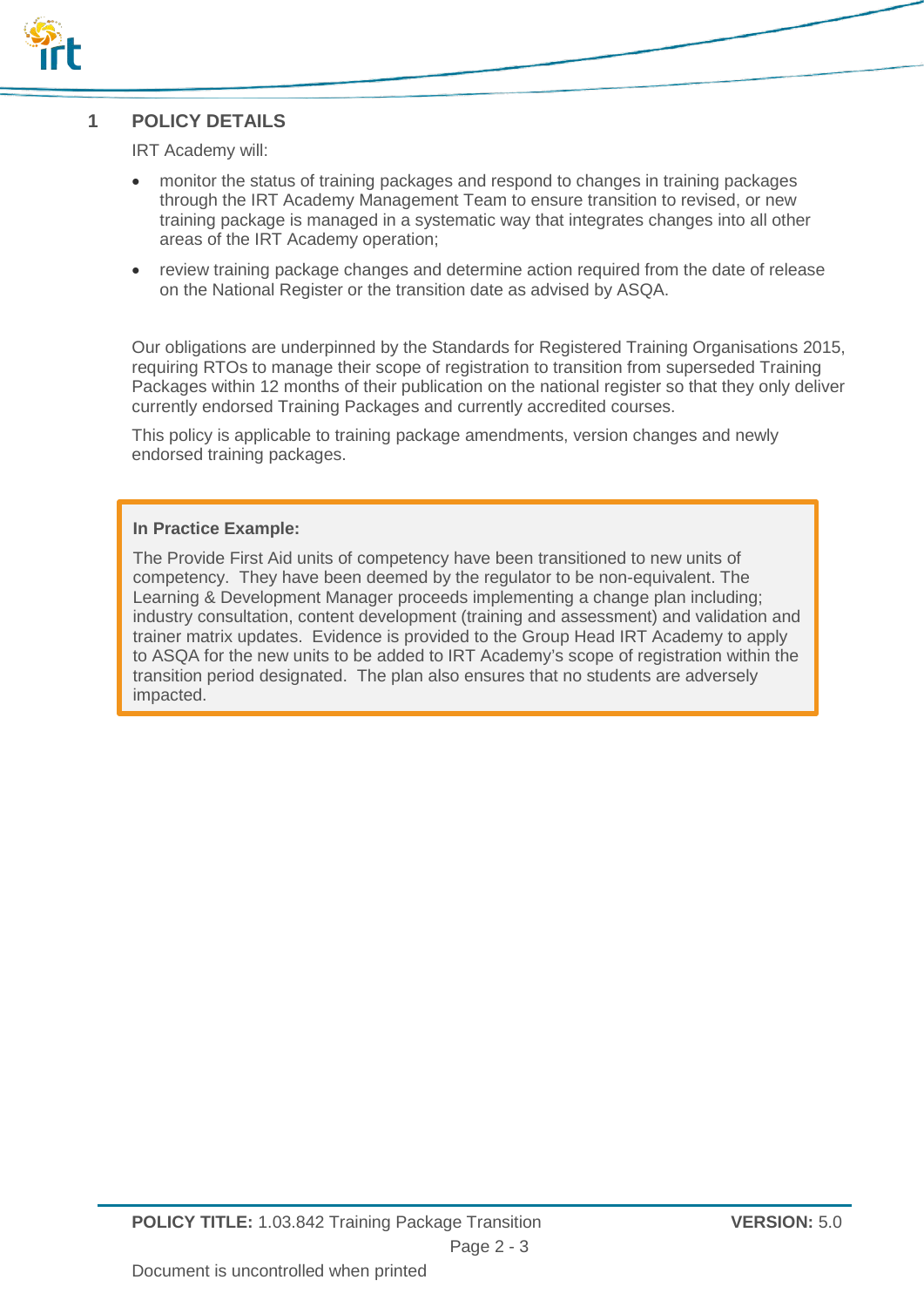## 1 POLICY DETAILS

IRT Academy will:

- monitor the status of training packages and respond to changes in training packages through the IRT Academy Management Team to ensure transition to revised, or new training package is managed in a systematic way that integrates changes into all other areas of the IRT Academy operation;
- review training package changes and determine action required from the date of release on the National Register or the transition date as advised by ASQA.

Our obligations are underpinned by the Standards for Registered Training Organisations 2015, requiring RTOs to manage their scope of registration to transition from superseded Training Packages within 12 months of their publication on the national register so that they only deliver currently endorsed Training Packages and currently accredited courses.

This policy is applicable to training package amendments, version changes and newly endorsed training packages.

> **In Practice Example:**
>
> The Provide First Aid units of competency have been transitioned to new units of competency. They have been deemed by the regulator to be non-equivalent. The Learning & Development Manager proceeds implementing a change plan including; industry consultation, content development (training and assessment) and validation and trainer matrix updates. Evidence is provided to the Group Head IRT Academy to apply to ASQA for the new units to be added to IRT Academy's scope of registration within the transition period designated. The plan also ensures that no students are adversely impacted.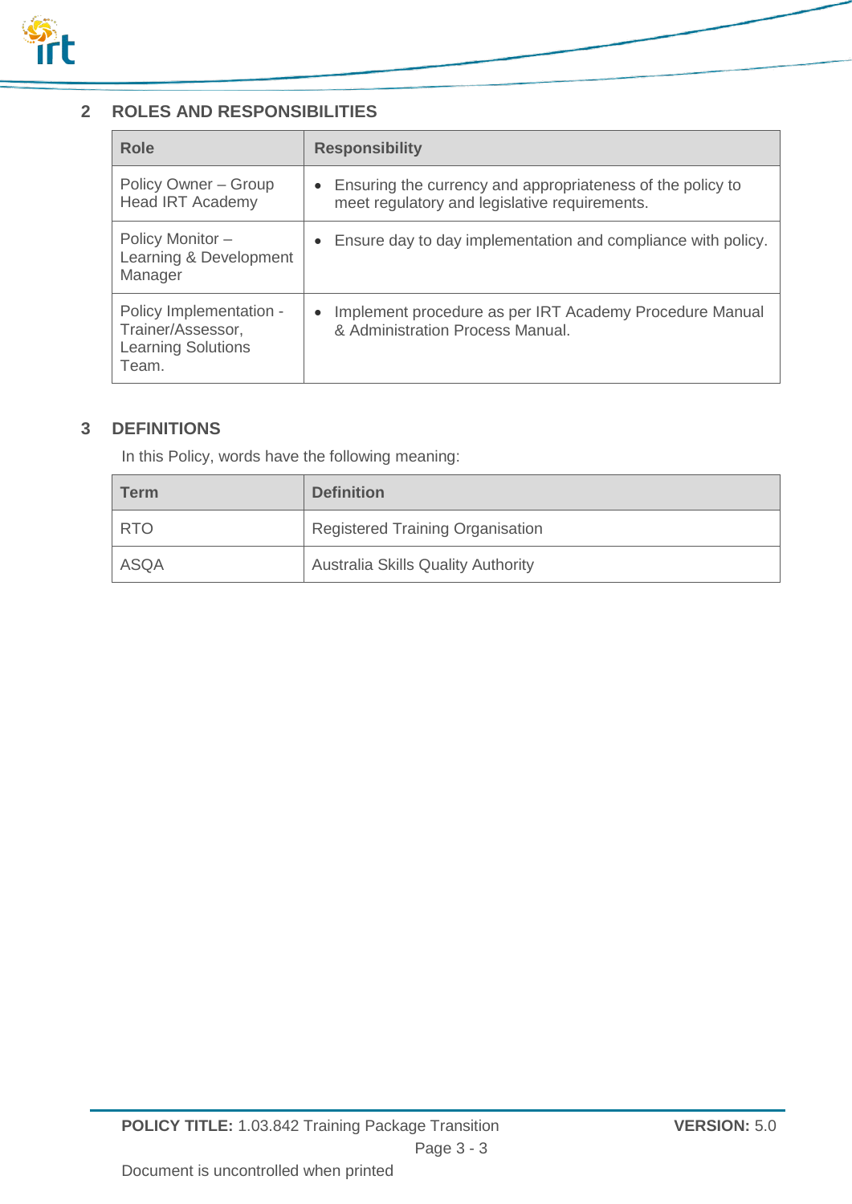## 2 ROLES AND RESPONSIBILITIES

| Role | Responsibility |
| --- | --- |
| Policy Owner – Group Head IRT Academy | • Ensuring the currency and appropriateness of the policy to meet regulatory and legislative requirements. |
| Policy Monitor – Learning & Development Manager | • Ensure day to day implementation and compliance with policy. |
| Policy Implementation - Trainer/Assessor, Learning Solutions Team. | • Implement procedure as per IRT Academy Procedure Manual & Administration Process Manual. |

## 3 DEFINITIONS

In this Policy, words have the following meaning:

| Term | Definition |
| --- | --- |
| RTO | Registered Training Organisation |
| ASQA | Australia Skills Quality Authority |